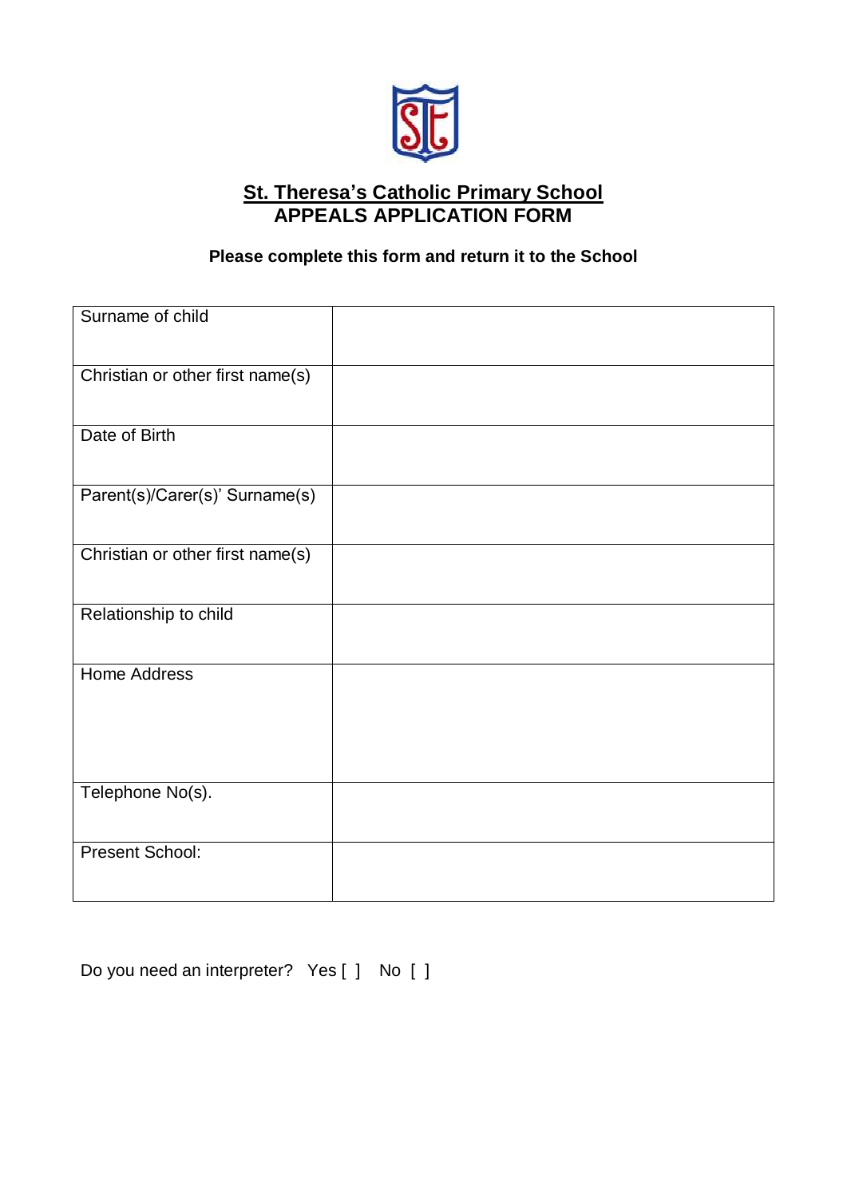# St. Theresa's Catholic Primary School

## APPEALS APPLICATION FORM

**Please complete this form and return it to the School**

| | |
|---|---|
| Surname of child | |
| Christian or other first name(s) | |
| Date of Birth | |
| Parent(s)/Carer(s)' Surname(s) | |
| Christian or other first name(s) | |
| Relationship to child | |
| Home Address | |
| Telephone No(s). | |
| Present School: | |

Do you need an interpreter? Yes [ ] No [ ]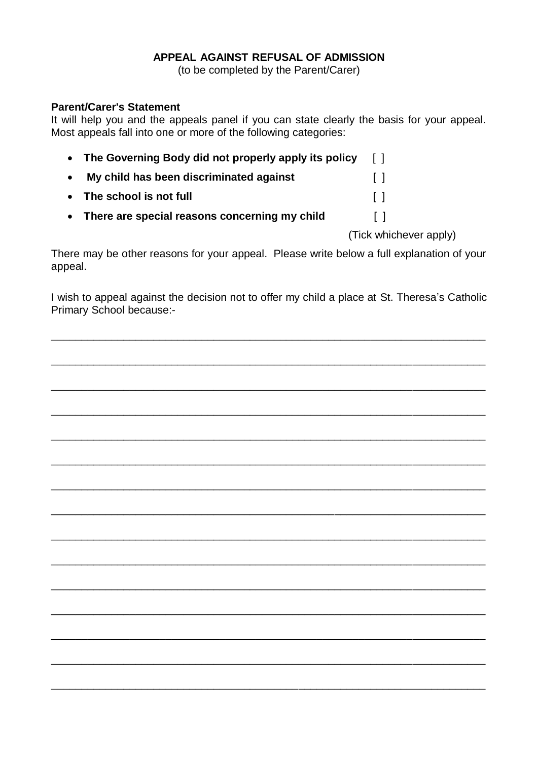**APPEAL AGAINST REFUSAL OF ADMISSION**
(to be completed by the Parent/Carer)

**Parent/Carer's Statement**
It will help you and the appeals panel if you can state clearly the basis for your appeal. Most appeals fall into one or more of the following categories:

- **The Governing Body did not properly apply its policy** [ ]
- **My child has been discriminated against** [ ]
- **The school is not full** [ ]
- **There are special reasons concerning my child** [ ]

(Tick whichever apply)

There may be other reasons for your appeal. Please write below a full explanation of your appeal.

I wish to appeal against the decision not to offer my child a place at St. Theresa's Catholic Primary School because:-

\_\_\_\_\_\_\_\_\_\_\_\_\_\_\_\_\_\_\_\_\_\_\_\_\_\_\_\_\_\_\_\_\_\_\_\_\_\_\_\_\_\_\_\_\_\_\_\_\_\_\_\_\_\_\_\_\_\_\_\_\_\_\_\_\_\_\_\_\_\_

\_\_\_\_\_\_\_\_\_\_\_\_\_\_\_\_\_\_\_\_\_\_\_\_\_\_\_\_\_\_\_\_\_\_\_\_\_\_\_\_\_\_\_\_\_\_\_\_\_\_\_\_\_\_\_\_\_\_\_\_\_\_\_\_\_\_\_\_\_\_

\_\_\_\_\_\_\_\_\_\_\_\_\_\_\_\_\_\_\_\_\_\_\_\_\_\_\_\_\_\_\_\_\_\_\_\_\_\_\_\_\_\_\_\_\_\_\_\_\_\_\_\_\_\_\_\_\_\_\_\_\_\_\_\_\_\_\_\_\_\_

\_\_\_\_\_\_\_\_\_\_\_\_\_\_\_\_\_\_\_\_\_\_\_\_\_\_\_\_\_\_\_\_\_\_\_\_\_\_\_\_\_\_\_\_\_\_\_\_\_\_\_\_\_\_\_\_\_\_\_\_\_\_\_\_\_\_\_\_\_\_

\_\_\_\_\_\_\_\_\_\_\_\_\_\_\_\_\_\_\_\_\_\_\_\_\_\_\_\_\_\_\_\_\_\_\_\_\_\_\_\_\_\_\_\_\_\_\_\_\_\_\_\_\_\_\_\_\_\_\_\_\_\_\_\_\_\_\_\_\_\_

\_\_\_\_\_\_\_\_\_\_\_\_\_\_\_\_\_\_\_\_\_\_\_\_\_\_\_\_\_\_\_\_\_\_\_\_\_\_\_\_\_\_\_\_\_\_\_\_\_\_\_\_\_\_\_\_\_\_\_\_\_\_\_\_\_\_\_\_\_\_

\_\_\_\_\_\_\_\_\_\_\_\_\_\_\_\_\_\_\_\_\_\_\_\_\_\_\_\_\_\_\_\_\_\_\_\_\_\_\_\_\_\_\_\_\_\_\_\_\_\_\_\_\_\_\_\_\_\_\_\_\_\_\_\_\_\_\_\_\_\_

\_\_\_\_\_\_\_\_\_\_\_\_\_\_\_\_\_\_\_\_\_\_\_\_\_\_\_\_\_\_\_\_\_\_\_\_\_\_\_\_\_\_\_\_\_\_\_\_\_\_\_\_\_\_\_\_\_\_\_\_\_\_\_\_\_\_\_\_\_\_

\_\_\_\_\_\_\_\_\_\_\_\_\_\_\_\_\_\_\_\_\_\_\_\_\_\_\_\_\_\_\_\_\_\_\_\_\_\_\_\_\_\_\_\_\_\_\_\_\_\_\_\_\_\_\_\_\_\_\_\_\_\_\_\_\_\_\_\_\_\_

\_\_\_\_\_\_\_\_\_\_\_\_\_\_\_\_\_\_\_\_\_\_\_\_\_\_\_\_\_\_\_\_\_\_\_\_\_\_\_\_\_\_\_\_\_\_\_\_\_\_\_\_\_\_\_\_\_\_\_\_\_\_\_\_\_\_\_\_\_\_

\_\_\_\_\_\_\_\_\_\_\_\_\_\_\_\_\_\_\_\_\_\_\_\_\_\_\_\_\_\_\_\_\_\_\_\_\_\_\_\_\_\_\_\_\_\_\_\_\_\_\_\_\_\_\_\_\_\_\_\_\_\_\_\_\_\_\_\_\_\_

\_\_\_\_\_\_\_\_\_\_\_\_\_\_\_\_\_\_\_\_\_\_\_\_\_\_\_\_\_\_\_\_\_\_\_\_\_\_\_\_\_\_\_\_\_\_\_\_\_\_\_\_\_\_\_\_\_\_\_\_\_\_\_\_\_\_\_\_\_\_

\_\_\_\_\_\_\_\_\_\_\_\_\_\_\_\_\_\_\_\_\_\_\_\_\_\_\_\_\_\_\_\_\_\_\_\_\_\_\_\_\_\_\_\_\_\_\_\_\_\_\_\_\_\_\_\_\_\_\_\_\_\_\_\_\_\_\_\_\_\_

\_\_\_\_\_\_\_\_\_\_\_\_\_\_\_\_\_\_\_\_\_\_\_\_\_\_\_\_\_\_\_\_\_\_\_\_\_\_\_\_\_\_\_\_\_\_\_\_\_\_\_\_\_\_\_\_\_\_\_\_\_\_\_\_\_\_\_\_\_\_

\_\_\_\_\_\_\_\_\_\_\_\_\_\_\_\_\_\_\_\_\_\_\_\_\_\_\_\_\_\_\_\_\_\_\_\_\_\_\_\_\_\_\_\_\_\_\_\_\_\_\_\_\_\_\_\_\_\_\_\_\_\_\_\_\_\_\_\_\_\_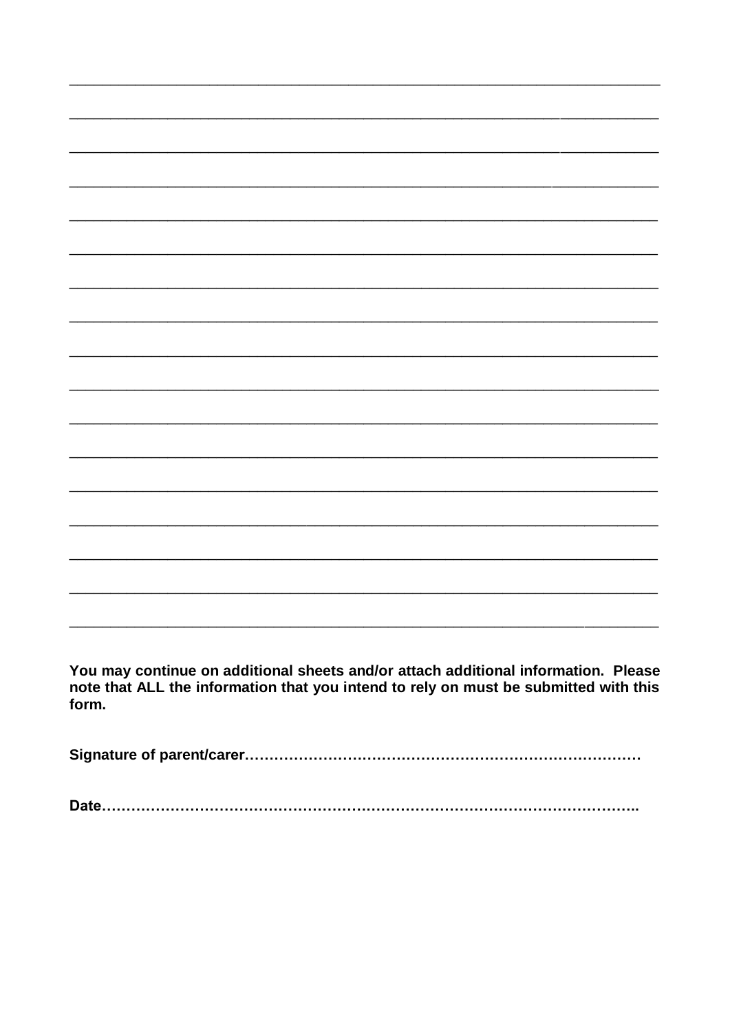\_\_\_\_\_\_\_\_\_\_\_\_\_\_\_\_\_\_\_\_\_\_\_\_\_\_\_\_\_\_\_\_\_\_\_\_\_\_\_\_\_\_\_\_\_\_\_\_\_\_\_\_\_\_\_\_\_\_\_\_\_\_\_\_\_\_\_\_\_\_

\_\_\_\_\_\_\_\_\_\_\_\_\_\_\_\_\_\_\_\_\_\_\_\_\_\_\_\_\_\_\_\_\_\_\_\_\_\_\_\_\_\_\_\_\_\_\_\_\_\_\_\_\_\_\_\_\_\_\_\_\_\_\_\_\_\_\_\_\_\_

\_\_\_\_\_\_\_\_\_\_\_\_\_\_\_\_\_\_\_\_\_\_\_\_\_\_\_\_\_\_\_\_\_\_\_\_\_\_\_\_\_\_\_\_\_\_\_\_\_\_\_\_\_\_\_\_\_\_\_\_\_\_\_\_\_\_\_\_\_\_

\_\_\_\_\_\_\_\_\_\_\_\_\_\_\_\_\_\_\_\_\_\_\_\_\_\_\_\_\_\_\_\_\_\_\_\_\_\_\_\_\_\_\_\_\_\_\_\_\_\_\_\_\_\_\_\_\_\_\_\_\_\_\_\_\_\_\_\_\_\_

\_\_\_\_\_\_\_\_\_\_\_\_\_\_\_\_\_\_\_\_\_\_\_\_\_\_\_\_\_\_\_\_\_\_\_\_\_\_\_\_\_\_\_\_\_\_\_\_\_\_\_\_\_\_\_\_\_\_\_\_\_\_\_\_\_\_\_\_\_\_

\_\_\_\_\_\_\_\_\_\_\_\_\_\_\_\_\_\_\_\_\_\_\_\_\_\_\_\_\_\_\_\_\_\_\_\_\_\_\_\_\_\_\_\_\_\_\_\_\_\_\_\_\_\_\_\_\_\_\_\_\_\_\_\_\_\_\_\_\_\_

\_\_\_\_\_\_\_\_\_\_\_\_\_\_\_\_\_\_\_\_\_\_\_\_\_\_\_\_\_\_\_\_\_\_\_\_\_\_\_\_\_\_\_\_\_\_\_\_\_\_\_\_\_\_\_\_\_\_\_\_\_\_\_\_\_\_\_\_\_\_

\_\_\_\_\_\_\_\_\_\_\_\_\_\_\_\_\_\_\_\_\_\_\_\_\_\_\_\_\_\_\_\_\_\_\_\_\_\_\_\_\_\_\_\_\_\_\_\_\_\_\_\_\_\_\_\_\_\_\_\_\_\_\_\_\_\_\_\_\_\_

\_\_\_\_\_\_\_\_\_\_\_\_\_\_\_\_\_\_\_\_\_\_\_\_\_\_\_\_\_\_\_\_\_\_\_\_\_\_\_\_\_\_\_\_\_\_\_\_\_\_\_\_\_\_\_\_\_\_\_\_\_\_\_\_\_\_\_\_\_\_

\_\_\_\_\_\_\_\_\_\_\_\_\_\_\_\_\_\_\_\_\_\_\_\_\_\_\_\_\_\_\_\_\_\_\_\_\_\_\_\_\_\_\_\_\_\_\_\_\_\_\_\_\_\_\_\_\_\_\_\_\_\_\_\_\_\_\_\_\_\_

\_\_\_\_\_\_\_\_\_\_\_\_\_\_\_\_\_\_\_\_\_\_\_\_\_\_\_\_\_\_\_\_\_\_\_\_\_\_\_\_\_\_\_\_\_\_\_\_\_\_\_\_\_\_\_\_\_\_\_\_\_\_\_\_\_\_\_\_\_\_

\_\_\_\_\_\_\_\_\_\_\_\_\_\_\_\_\_\_\_\_\_\_\_\_\_\_\_\_\_\_\_\_\_\_\_\_\_\_\_\_\_\_\_\_\_\_\_\_\_\_\_\_\_\_\_\_\_\_\_\_\_\_\_\_\_\_\_\_\_\_

\_\_\_\_\_\_\_\_\_\_\_\_\_\_\_\_\_\_\_\_\_\_\_\_\_\_\_\_\_\_\_\_\_\_\_\_\_\_\_\_\_\_\_\_\_\_\_\_\_\_\_\_\_\_\_\_\_\_\_\_\_\_\_\_\_\_\_\_\_\_

\_\_\_\_\_\_\_\_\_\_\_\_\_\_\_\_\_\_\_\_\_\_\_\_\_\_\_\_\_\_\_\_\_\_\_\_\_\_\_\_\_\_\_\_\_\_\_\_\_\_\_\_\_\_\_\_\_\_\_\_\_\_\_\_\_\_\_\_\_\_

\_\_\_\_\_\_\_\_\_\_\_\_\_\_\_\_\_\_\_\_\_\_\_\_\_\_\_\_\_\_\_\_\_\_\_\_\_\_\_\_\_\_\_\_\_\_\_\_\_\_\_\_\_\_\_\_\_\_\_\_\_\_\_\_\_\_\_\_\_\_

\_\_\_\_\_\_\_\_\_\_\_\_\_\_\_\_\_\_\_\_\_\_\_\_\_\_\_\_\_\_\_\_\_\_\_\_\_\_\_\_\_\_\_\_\_\_\_\_\_\_\_\_\_\_\_\_\_\_\_\_\_\_\_\_\_\_\_\_\_\_

\_\_\_\_\_\_\_\_\_\_\_\_\_\_\_\_\_\_\_\_\_\_\_\_\_\_\_\_\_\_\_\_\_\_\_\_\_\_\_\_\_\_\_\_\_\_\_\_\_\_\_\_\_\_\_\_\_\_\_\_\_\_\_\_\_\_\_\_\_\_

**You may continue on additional sheets and/or attach additional information. Please note that ALL the information that you intend to rely on must be submitted with this form.**

**Signature of parent/carer…………………………………………………………………………**

**Date…………………………………………………………………………………………..**